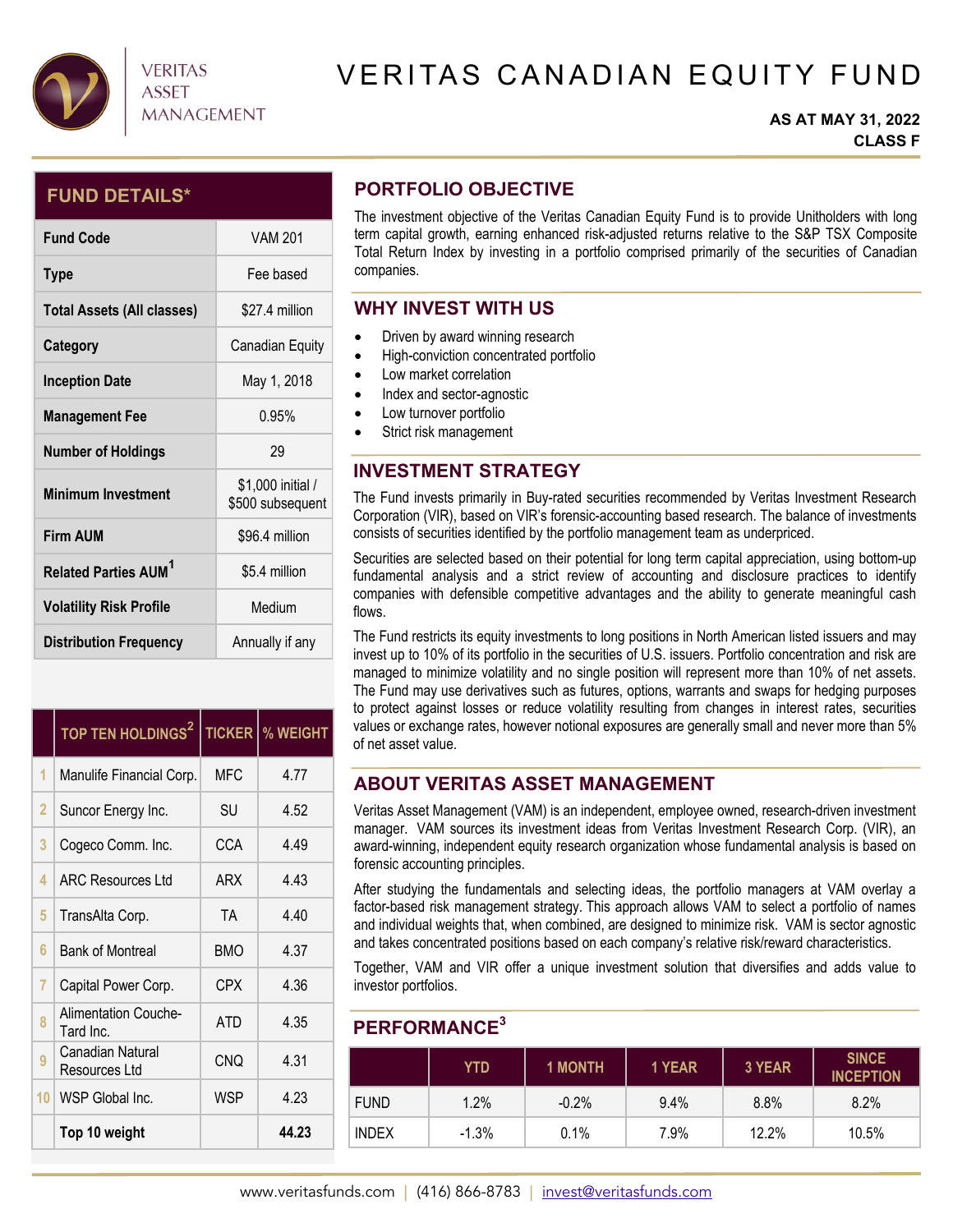VERITAS ASSET MANAGEMENT

# VERITAS CANADIAN EQUITY FUND

**AS AT MAY 31, 2022**
**CLASS F**

## FUND DETAILS*

| | |
|---|---|
| **Fund Code** | VAM 201 |
| **Type** | Fee based |
| **Total Assets (All classes)** | $27.4 million |
| **Category** | Canadian Equity |
| **Inception Date** | May 1, 2018 |
| **Management Fee** | 0.95% |
| **Number of Holdings** | 29 |
| **Minimum Investment** | $1,000 initial / $500 subsequent |
| **Firm AUM** | $96.4 million |
| **Related Parties AUM[1]** | $5.4 million |
| **Volatility Risk Profile** | Medium |
| **Distribution Frequency** | Annually if any |

| | TOP TEN HOLDINGS[2] | TICKER | % WEIGHT |
|---|---|---|---|
| 1 | Manulife Financial Corp. | MFC | 4.77 |
| 2 | Suncor Energy Inc. | SU | 4.52 |
| 3 | Cogeco Comm. Inc. | CCA | 4.49 |
| 4 | ARC Resources Ltd | ARX | 4.43 |
| 5 | TransAlta Corp. | TA | 4.40 |
| 6 | Bank of Montreal | BMO | 4.37 |
| 7 | Capital Power Corp. | CPX | 4.36 |
| 8 | Alimentation Couche-Tard Inc. | ATD | 4.35 |
| 9 | Canadian Natural Resources Ltd | CNQ | 4.31 |
| 10 | WSP Global Inc. | WSP | 4.23 |
| | **Top 10 weight** | | **44.23** |

## PORTFOLIO OBJECTIVE

The investment objective of the Veritas Canadian Equity Fund is to provide Unitholders with long term capital growth, earning enhanced risk-adjusted returns relative to the S&P TSX Composite Total Return Index by investing in a portfolio comprised primarily of the securities of Canadian companies.

## WHY INVEST WITH US

- Driven by award winning research
- High-conviction concentrated portfolio
- Low market correlation
- Index and sector-agnostic
- Low turnover portfolio
- Strict risk management

## INVESTMENT STRATEGY

The Fund invests primarily in Buy-rated securities recommended by Veritas Investment Research Corporation (VIR), based on VIR's forensic-accounting based research. The balance of investments consists of securities identified by the portfolio management team as underpriced.

Securities are selected based on their potential for long term capital appreciation, using bottom-up fundamental analysis and a strict review of accounting and disclosure practices to identify companies with defensible competitive advantages and the ability to generate meaningful cash flows.

The Fund restricts its equity investments to long positions in North American listed issuers and may invest up to 10% of its portfolio in the securities of U.S. issuers. Portfolio concentration and risk are managed to minimize volatility and no single position will represent more than 10% of net assets. The Fund may use derivatives such as futures, options, warrants and swaps for hedging purposes to protect against losses or reduce volatility resulting from changes in interest rates, securities values or exchange rates, however notional exposures are generally small and never more than 5% of net asset value.

## ABOUT VERITAS ASSET MANAGEMENT

Veritas Asset Management (VAM) is an independent, employee owned, research-driven investment manager. VAM sources its investment ideas from Veritas Investment Research Corp. (VIR), an award-winning, independent equity research organization whose fundamental analysis is based on forensic accounting principles.

After studying the fundamentals and selecting ideas, the portfolio managers at VAM overlay a factor-based risk management strategy. This approach allows VAM to select a portfolio of names and individual weights that, when combined, are designed to minimize risk. VAM is sector agnostic and takes concentrated positions based on each company's relative risk/reward characteristics.

Together, VAM and VIR offer a unique investment solution that diversifies and adds value to investor portfolios.

## PERFORMANCE[3]

| | YTD | 1 MONTH | 1 YEAR | 3 YEAR | SINCE INCEPTION |
|---|---|---|---|---|---|
| FUND | 1.2% | -0.2% | 9.4% | 8.8% | 8.2% |
| INDEX | -1.3% | 0.1% | 7.9% | 12.2% | 10.5% |

www.veritasfunds.com | (416) 866-8783 | invest@veritasfunds.com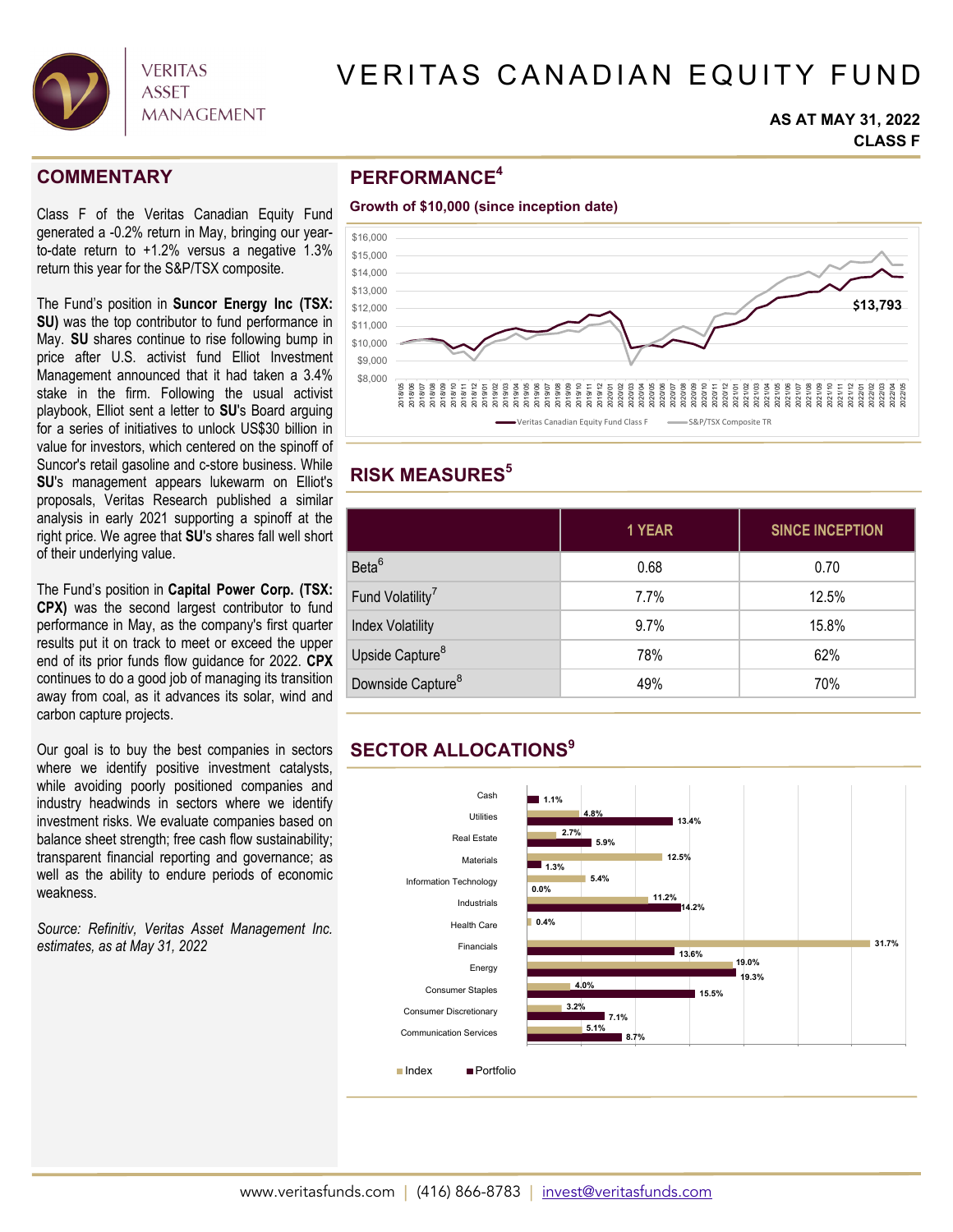# VERITAS CANADIAN EQUITY FUND

**AS AT MAY 31, 2022**
**CLASS F**

## COMMENTARY

Class F of the Veritas Canadian Equity Fund generated a -0.2% return in May, bringing our year-to-date return to +1.2% versus a negative 1.3% return this year for the S&P/TSX composite.

The Fund's position in **Suncor Energy Inc (TSX: SU)** was the top contributor to fund performance in May. **SU** shares continue to rise following bump in price after U.S. activist fund Elliot Investment Management announced that it had taken a 3.4% stake in the firm. Following the usual activist playbook, Elliot sent a letter to **SU**'s Board arguing for a series of initiatives to unlock US$30 billion in value for investors, which centered on the spinoff of Suncor's retail gasoline and c-store business. While **SU**'s management appears lukewarm on Elliot's proposals, Veritas Research published a similar analysis in early 2021 supporting a spinoff at the right price. We agree that **SU**'s shares fall well short of their underlying value.

The Fund's position in **Capital Power Corp. (TSX: CPX)** was the second largest contributor to fund performance in May, as the company's first quarter results put it on track to meet or exceed the upper end of its prior funds flow guidance for 2022. **CPX** continues to do a good job of managing its transition away from coal, as it advances its solar, wind and carbon capture projects.

Our goal is to buy the best companies in sectors where we identify positive investment catalysts, while avoiding poorly positioned companies and industry headwinds in sectors where we identify investment risks. We evaluate companies based on balance sheet strength; free cash flow sustainability; transparent financial reporting and governance; as well as the ability to endure periods of economic weakness.

*Source: Refinitiv, Veritas Asset Management Inc. estimates, as at May 31, 2022*

## PERFORMANCE[4]

**Growth of $10,000 (since inception date)**

(Chart: Veritas Canadian Equity Fund Class F vs S&P/TSX Composite TR, 2018/05 – 2022/05; ending value $13,793)

## RISK MEASURES[5]

| | 1 YEAR | SINCE INCEPTION |
|---|---|---|
| Beta[6] | 0.68 | 0.70 |
| Fund Volatility[7] | 7.7% | 12.5% |
| Index Volatility | 9.7% | 15.8% |
| Upside Capture[8] | 78% | 62% |
| Downside Capture[8] | 49% | 70% |

## SECTOR ALLOCATIONS[9]

| Sector | Index | Portfolio |
|---|---|---|
| Cash | | 1.1% |
| Utilities | 4.8% | 13.4% |
| Real Estate | 2.7% | 5.9% |
| Materials | 12.5% | 1.3% |
| Information Technology | 5.4% | 0.0% |
| Industrials | 11.2% | 14.2% |
| Health Care | 0.4% | |
| Financials | 31.7% | 13.6% |
| Energy | 19.0% | 19.3% |
| Consumer Staples | 4.0% | 15.5% |
| Consumer Discretionary | 3.2% | 7.1% |
| Communication Services | 5.1% | 8.7% |

www.veritasfunds.com | (416) 866-8783 | invest@veritasfunds.com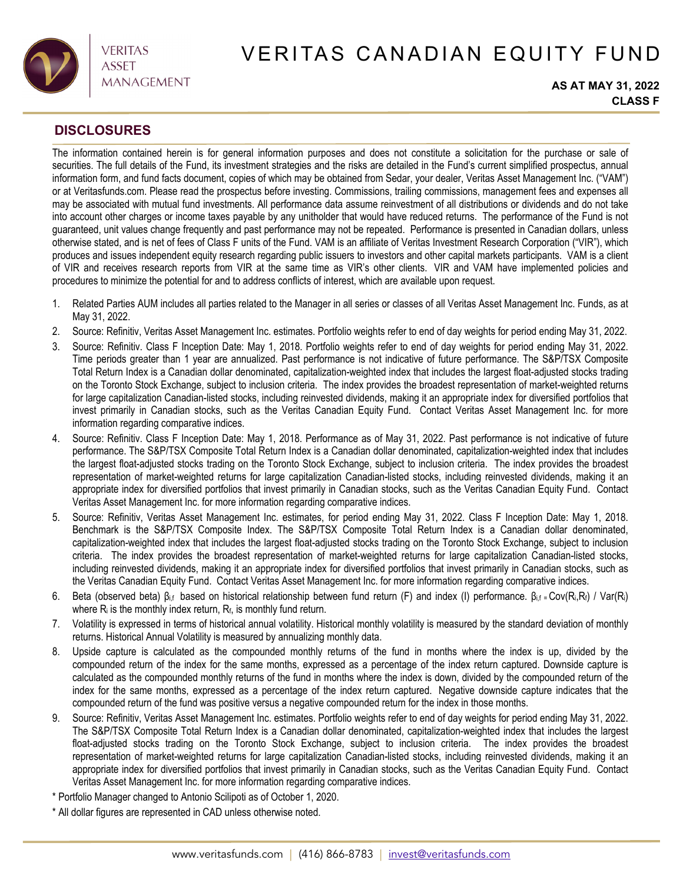# VERITAS CANADIAN EQUITY FUND

**AS AT MAY 31, 2022**
**CLASS F**

## DISCLOSURES

The information contained herein is for general information purposes and does not constitute a solicitation for the purchase or sale of securities. The full details of the Fund, its investment strategies and the risks are detailed in the Fund's current simplified prospectus, annual information form, and fund facts document, copies of which may be obtained from Sedar, your dealer, Veritas Asset Management Inc. ("VAM") or at Veritasfunds.com. Please read the prospectus before investing. Commissions, trailing commissions, management fees and expenses all may be associated with mutual fund investments. All performance data assume reinvestment of all distributions or dividends and do not take into account other charges or income taxes payable by any unitholder that would have reduced returns. The performance of the Fund is not guaranteed, unit values change frequently and past performance may not be repeated. Performance is presented in Canadian dollars, unless otherwise stated, and is net of fees of Class F units of the Fund. VAM is an affiliate of Veritas Investment Research Corporation ("VIR"), which produces and issues independent equity research regarding public issuers to investors and other capital markets participants. VAM is a client of VIR and receives research reports from VIR at the same time as VIR's other clients. VIR and VAM have implemented policies and procedures to minimize the potential for and to address conflicts of interest, which are available upon request.

1. Related Parties AUM includes all parties related to the Manager in all series or classes of all Veritas Asset Management Inc. Funds, as at May 31, 2022.
2. Source: Refinitiv, Veritas Asset Management Inc. estimates. Portfolio weights refer to end of day weights for period ending May 31, 2022.
3. Source: Refinitiv. Class F Inception Date: May 1, 2018. Portfolio weights refer to end of day weights for period ending May 31, 2022. Time periods greater than 1 year are annualized. Past performance is not indicative of future performance. The S&P/TSX Composite Total Return Index is a Canadian dollar denominated, capitalization-weighted index that includes the largest float-adjusted stocks trading on the Toronto Stock Exchange, subject to inclusion criteria. The index provides the broadest representation of market-weighted returns for large capitalization Canadian-listed stocks, including reinvested dividends, making it an appropriate index for diversified portfolios that invest primarily in Canadian stocks, such as the Veritas Canadian Equity Fund. Contact Veritas Asset Management Inc. for more information regarding comparative indices.
4. Source: Refinitiv. Class F Inception Date: May 1, 2018. Performance as of May 31, 2022. Past performance is not indicative of future performance. The S&P/TSX Composite Total Return Index is a Canadian dollar denominated, capitalization-weighted index that includes the largest float-adjusted stocks trading on the Toronto Stock Exchange, subject to inclusion criteria. The index provides the broadest representation of market-weighted returns for large capitalization Canadian-listed stocks, including reinvested dividends, making it an appropriate index for diversified portfolios that invest primarily in Canadian stocks, such as the Veritas Canadian Equity Fund. Contact Veritas Asset Management Inc. for more information regarding comparative indices.
5. Source: Refinitiv, Veritas Asset Management Inc. estimates, for period ending May 31, 2022. Class F Inception Date: May 1, 2018. Benchmark is the S&P/TSX Composite Index. The S&P/TSX Composite Total Return Index is a Canadian dollar denominated, capitalization-weighted index that includes the largest float-adjusted stocks trading on the Toronto Stock Exchange, subject to inclusion criteria. The index provides the broadest representation of market-weighted returns for large capitalization Canadian-listed stocks, including reinvested dividends, making it an appropriate index for diversified portfolios that invest primarily in Canadian stocks, such as the Veritas Canadian Equity Fund. Contact Veritas Asset Management Inc. for more information regarding comparative indices.
6. Beta (observed beta) $\beta_{i,f}$ based on historical relationship between fund return (F) and index (I) performance. $\beta_{i,f} = Cov(R_i,R_f) / Var(R_i)$ where $R_i$ is the monthly index return, $R_f$, is monthly fund return.
7. Volatility is expressed in terms of historical annual volatility. Historical monthly volatility is measured by the standard deviation of monthly returns. Historical Annual Volatility is measured by annualizing monthly data.
8. Upside capture is calculated as the compounded monthly returns of the fund in months where the index is up, divided by the compounded return of the index for the same months, expressed as a percentage of the index return captured. Downside capture is calculated as the compounded monthly returns of the fund in months where the index is down, divided by the compounded return of the index for the same months, expressed as a percentage of the index return captured. Negative downside capture indicates that the compounded return of the fund was positive versus a negative compounded return for the index in those months.
9. Source: Refinitiv, Veritas Asset Management Inc. estimates. Portfolio weights refer to end of day weights for period ending May 31, 2022. The S&P/TSX Composite Total Return Index is a Canadian dollar denominated, capitalization-weighted index that includes the largest float-adjusted stocks trading on the Toronto Stock Exchange, subject to inclusion criteria. The index provides the broadest representation of market-weighted returns for large capitalization Canadian-listed stocks, including reinvested dividends, making it an appropriate index for diversified portfolios that invest primarily in Canadian stocks, such as the Veritas Canadian Equity Fund. Contact Veritas Asset Management Inc. for more information regarding comparative indices.

\* Portfolio Manager changed to Antonio Scilipoti as of October 1, 2020.

\* All dollar figures are represented in CAD unless otherwise noted.

www.veritasfunds.com | (416) 866-8783 | invest@veritasfunds.com